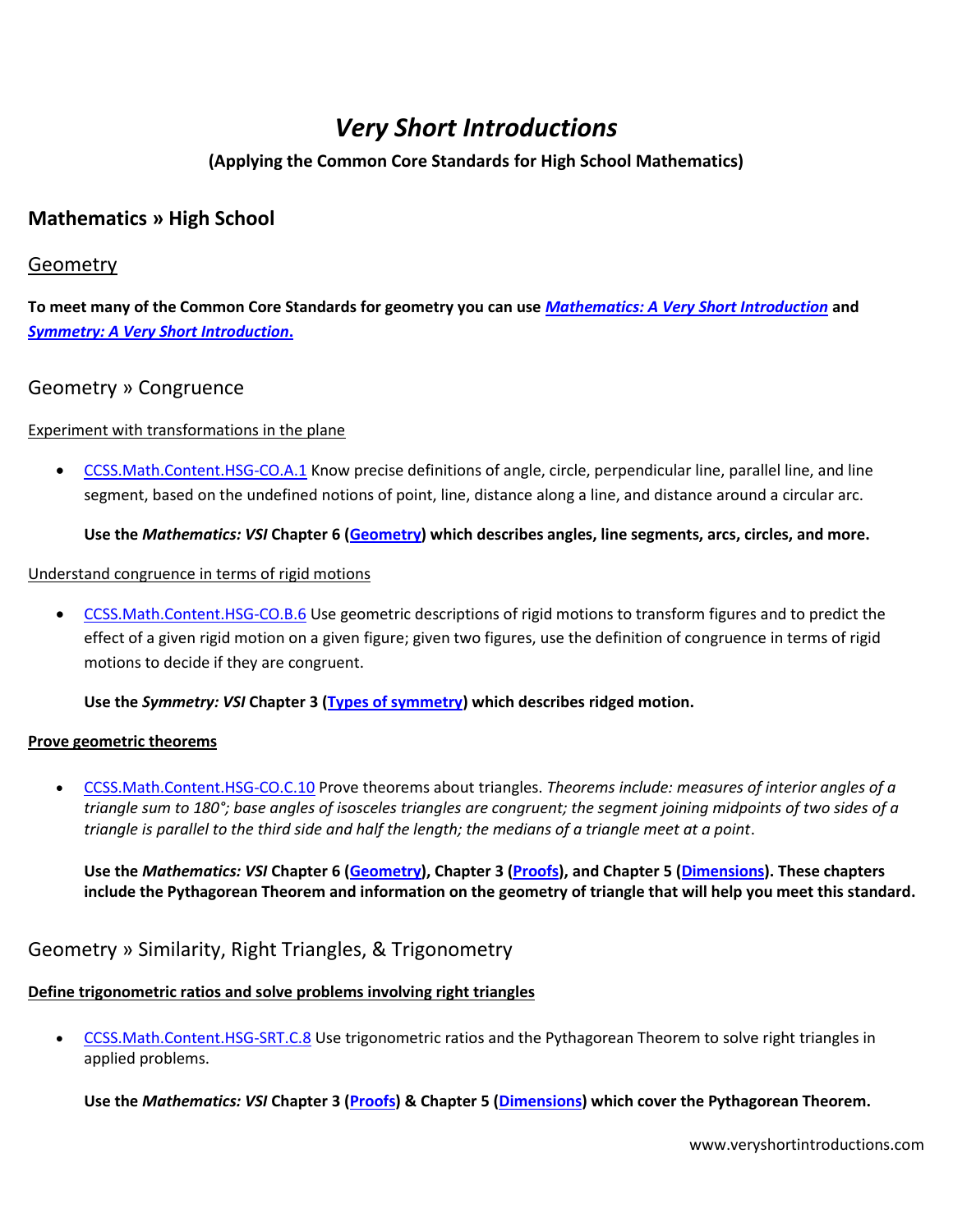# *Very Short Introductions*

**(Applying the Common Core Standards for High School Mathematics)**

## Mathematics » High School

### Geometry

**To meet many of the Common Core Standards for geometry you can use *Mathematics: A Very Short Introduction* and *Symmetry: A Very Short Introduction*.**

### Geometry » Congruence

Experiment with transformations in the plane

- CCSS.Math.Content.HSG-CO.A.1 Know precise definitions of angle, circle, perpendicular line, parallel line, and line segment, based on the undefined notions of point, line, distance along a line, and distance around a circular arc.

  **Use the *Mathematics: VSI* Chapter 6 (Geometry) which describes angles, line segments, arcs, circles, and more.**

Understand congruence in terms of rigid motions

- CCSS.Math.Content.HSG-CO.B.6 Use geometric descriptions of rigid motions to transform figures and to predict the effect of a given rigid motion on a given figure; given two figures, use the definition of congruence in terms of rigid motions to decide if they are congruent.

  **Use the *Symmetry: VSI* Chapter 3 (Types of symmetry) which describes ridged motion.**

**Prove geometric theorems**

- CCSS.Math.Content.HSG-CO.C.10 Prove theorems about triangles. *Theorems include: measures of interior angles of a triangle sum to 180°; base angles of isosceles triangles are congruent; the segment joining midpoints of two sides of a triangle is parallel to the third side and half the length; the medians of a triangle meet at a point*.

  **Use the *Mathematics: VSI* Chapter 6 (Geometry), Chapter 3 (Proofs), and Chapter 5 (Dimensions). These chapters include the Pythagorean Theorem and information on the geometry of triangle that will help you meet this standard.**

### Geometry » Similarity, Right Triangles, & Trigonometry

**Define trigonometric ratios and solve problems involving right triangles**

- CCSS.Math.Content.HSG-SRT.C.8 Use trigonometric ratios and the Pythagorean Theorem to solve right triangles in applied problems.

  **Use the *Mathematics: VSI* Chapter 3 (Proofs) & Chapter 5 (Dimensions) which cover the Pythagorean Theorem.**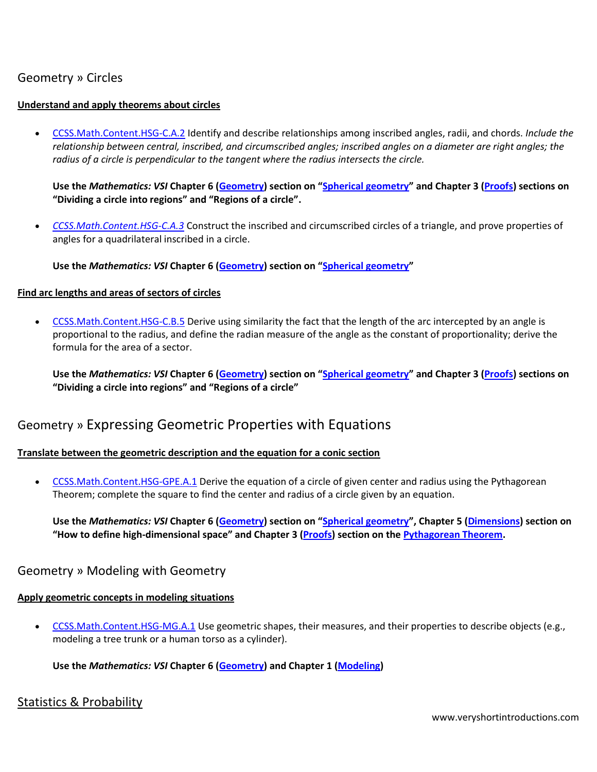## Geometry » Circles

**Understand and apply theorems about circles**

- CCSS.Math.Content.HSG-C.A.2 Identify and describe relationships among inscribed angles, radii, and chords. *Include the relationship between central, inscribed, and circumscribed angles; inscribed angles on a diameter are right angles; the radius of a circle is perpendicular to the tangent where the radius intersects the circle.*

  **Use the *Mathematics: VSI* Chapter 6 (Geometry) section on "Spherical geometry" and Chapter 3 (Proofs) sections on "Dividing a circle into regions" and "Regions of a circle".**

- *CCSS.Math.Content.HSG-C.A.3* Construct the inscribed and circumscribed circles of a triangle, and prove properties of angles for a quadrilateral inscribed in a circle.

  **Use the *Mathematics: VSI* Chapter 6 (Geometry) section on "Spherical geometry"**

**Find arc lengths and areas of sectors of circles**

- CCSS.Math.Content.HSG-C.B.5 Derive using similarity the fact that the length of the arc intercepted by an angle is proportional to the radius, and define the radian measure of the angle as the constant of proportionality; derive the formula for the area of a sector.

  **Use the *Mathematics: VSI* Chapter 6 (Geometry) section on "Spherical geometry" and Chapter 3 (Proofs) sections on "Dividing a circle into regions" and "Regions of a circle"**

## Geometry » Expressing Geometric Properties with Equations

**Translate between the geometric description and the equation for a conic section**

- CCSS.Math.Content.HSG-GPE.A.1 Derive the equation of a circle of given center and radius using the Pythagorean Theorem; complete the square to find the center and radius of a circle given by an equation.

  **Use the *Mathematics: VSI* Chapter 6 (Geometry) section on "Spherical geometry", Chapter 5 (Dimensions) section on "How to define high-dimensional space" and Chapter 3 (Proofs) section on the Pythagorean Theorem.**

## Geometry » Modeling with Geometry

**Apply geometric concepts in modeling situations**

- CCSS.Math.Content.HSG-MG.A.1 Use geometric shapes, their measures, and their properties to describe objects (e.g., modeling a tree trunk or a human torso as a cylinder).

  **Use the *Mathematics: VSI* Chapter 6 (Geometry) and Chapter 1 (Modeling)**

## Statistics & Probability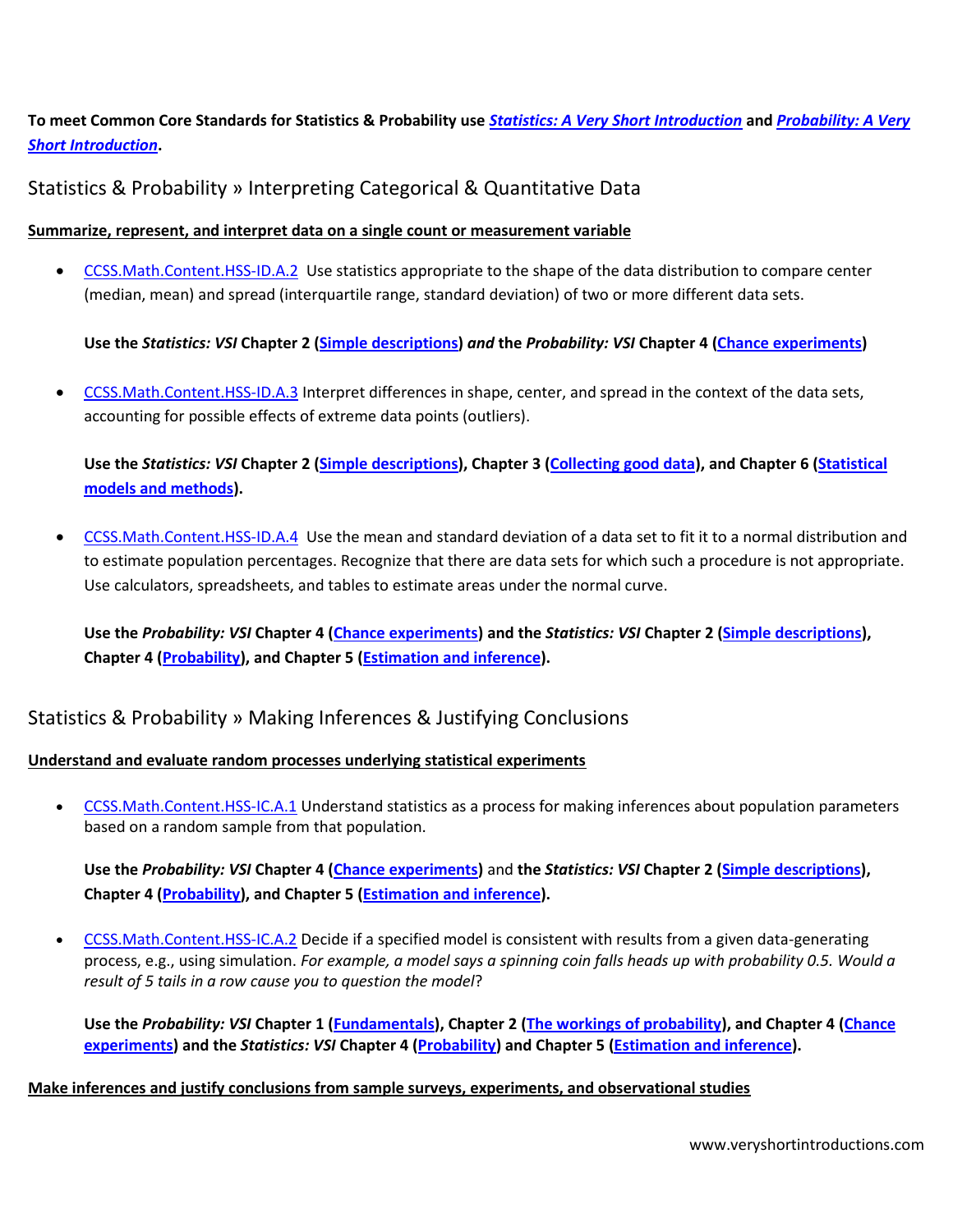**To meet Common Core Standards for Statistics & Probability use *Statistics: A Very Short Introduction* and *Probability: A Very Short Introduction*.**

## Statistics & Probability » Interpreting Categorical & Quantitative Data

**Summarize, represent, and interpret data on a single count or measurement variable**

- CCSS.Math.Content.HSS-ID.A.2 Use statistics appropriate to the shape of the data distribution to compare center (median, mean) and spread (interquartile range, standard deviation) of two or more different data sets.

  **Use the *Statistics: VSI* Chapter 2 (Simple descriptions) *and* the *Probability: VSI* Chapter 4 (Chance experiments)**

- CCSS.Math.Content.HSS-ID.A.3 Interpret differences in shape, center, and spread in the context of the data sets, accounting for possible effects of extreme data points (outliers).

  **Use the *Statistics: VSI* Chapter 2 (Simple descriptions), Chapter 3 (Collecting good data), and Chapter 6 (Statistical models and methods).**

- CCSS.Math.Content.HSS-ID.A.4 Use the mean and standard deviation of a data set to fit it to a normal distribution and to estimate population percentages. Recognize that there are data sets for which such a procedure is not appropriate. Use calculators, spreadsheets, and tables to estimate areas under the normal curve.

  **Use the *Probability: VSI* Chapter 4 (Chance experiments) and the *Statistics: VSI* Chapter 2 (Simple descriptions), Chapter 4 (Probability), and Chapter 5 (Estimation and inference).**

## Statistics & Probability » Making Inferences & Justifying Conclusions

**Understand and evaluate random processes underlying statistical experiments**

- CCSS.Math.Content.HSS-IC.A.1 Understand statistics as a process for making inferences about population parameters based on a random sample from that population.

  **Use the *Probability: VSI* Chapter 4 (Chance experiments)** and **the *Statistics: VSI* Chapter 2 (Simple descriptions), Chapter 4 (Probability), and Chapter 5 (Estimation and inference).**

- CCSS.Math.Content.HSS-IC.A.2 Decide if a specified model is consistent with results from a given data-generating process, e.g., using simulation. *For example, a model says a spinning coin falls heads up with probability 0.5. Would a result of 5 tails in a row cause you to question the model*?

  **Use the *Probability: VSI* Chapter 1 (Fundamentals), Chapter 2 (The workings of probability), and Chapter 4 (Chance experiments) and the *Statistics: VSI* Chapter 4 (Probability) and Chapter 5 (Estimation and inference).**

**Make inferences and justify conclusions from sample surveys, experiments, and observational studies**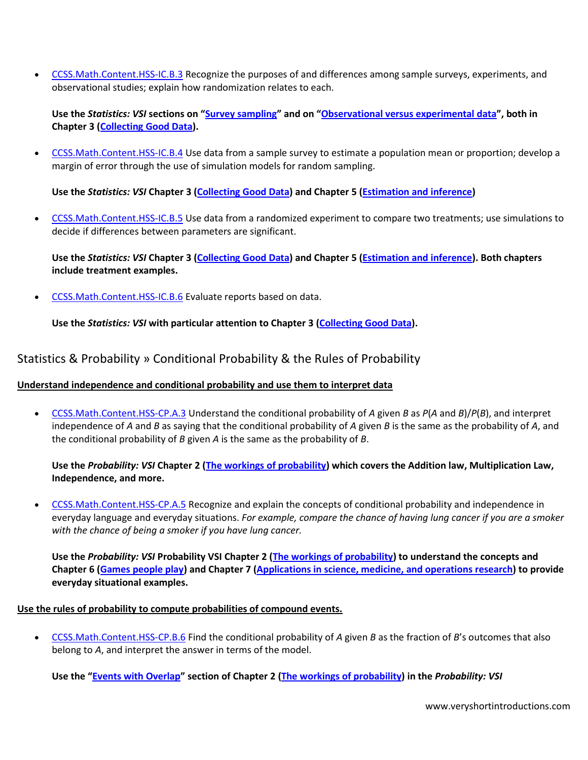- CCSS.Math.Content.HSS-IC.B.3 Recognize the purposes of and differences among sample surveys, experiments, and observational studies; explain how randomization relates to each.

  **Use the *Statistics: VSI* sections on "Survey sampling" and on "Observational versus experimental data", both in Chapter 3 (Collecting Good Data).**

- CCSS.Math.Content.HSS-IC.B.4 Use data from a sample survey to estimate a population mean or proportion; develop a margin of error through the use of simulation models for random sampling.

  **Use the *Statistics: VSI* Chapter 3 (Collecting Good Data) and Chapter 5 (Estimation and inference)**

- CCSS.Math.Content.HSS-IC.B.5 Use data from a randomized experiment to compare two treatments; use simulations to decide if differences between parameters are significant.

  **Use the *Statistics: VSI* Chapter 3 (Collecting Good Data) and Chapter 5 (Estimation and inference). Both chapters include treatment examples.**

- CCSS.Math.Content.HSS-IC.B.6 Evaluate reports based on data.

  **Use the *Statistics: VSI* with particular attention to Chapter 3 (Collecting Good Data).**

## Statistics & Probability » Conditional Probability & the Rules of Probability

**Understand independence and conditional probability and use them to interpret data**

- CCSS.Math.Content.HSS-CP.A.3 Understand the conditional probability of *A* given *B* as $P(A \text{ and } B)/P(B)$, and interpret independence of *A* and *B* as saying that the conditional probability of *A* given *B* is the same as the probability of *A*, and the conditional probability of *B* given *A* is the same as the probability of *B*.

  **Use the *Probability: VSI* Chapter 2 (The workings of probability) which covers the Addition law, Multiplication Law, Independence, and more.**

- CCSS.Math.Content.HSS-CP.A.5 Recognize and explain the concepts of conditional probability and independence in everyday language and everyday situations. *For example, compare the chance of having lung cancer if you are a smoker with the chance of being a smoker if you have lung cancer.*

  **Use the *Probability: VSI* Probability VSI Chapter 2 (The workings of probability) to understand the concepts and Chapter 6 (Games people play) and Chapter 7 (Applications in science, medicine, and operations research) to provide everyday situational examples.**

**Use the rules of probability to compute probabilities of compound events.**

- CCSS.Math.Content.HSS-CP.B.6 Find the conditional probability of *A* given *B* as the fraction of *B*'s outcomes that also belong to *A*, and interpret the answer in terms of the model.

  **Use the "Events with Overlap" section of Chapter 2 (The workings of probability) in the *Probability: VSI***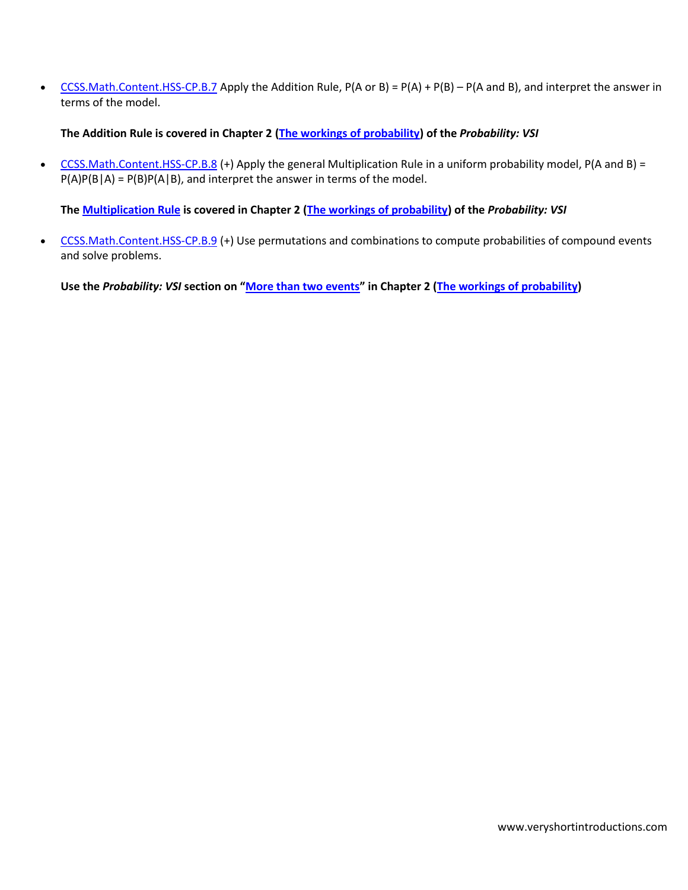- CCSS.Math.Content.HSS-CP.B.7 Apply the Addition Rule, P(A or B) = P(A) + P(B) – P(A and B), and interpret the answer in terms of the model.

  **The Addition Rule is covered in Chapter 2 (The workings of probability) of the *Probability: VSI***

- CCSS.Math.Content.HSS-CP.B.8 (+) Apply the general Multiplication Rule in a uniform probability model, P(A and B) = P(A)P(B|A) = P(B)P(A|B), and interpret the answer in terms of the model.

  **The Multiplication Rule is covered in Chapter 2 (The workings of probability) of the *Probability: VSI***

- CCSS.Math.Content.HSS-CP.B.9 (+) Use permutations and combinations to compute probabilities of compound events and solve problems.

  **Use the *Probability: VSI* section on "More than two events" in Chapter 2 (The workings of probability)**

www.veryshortintroductions.com